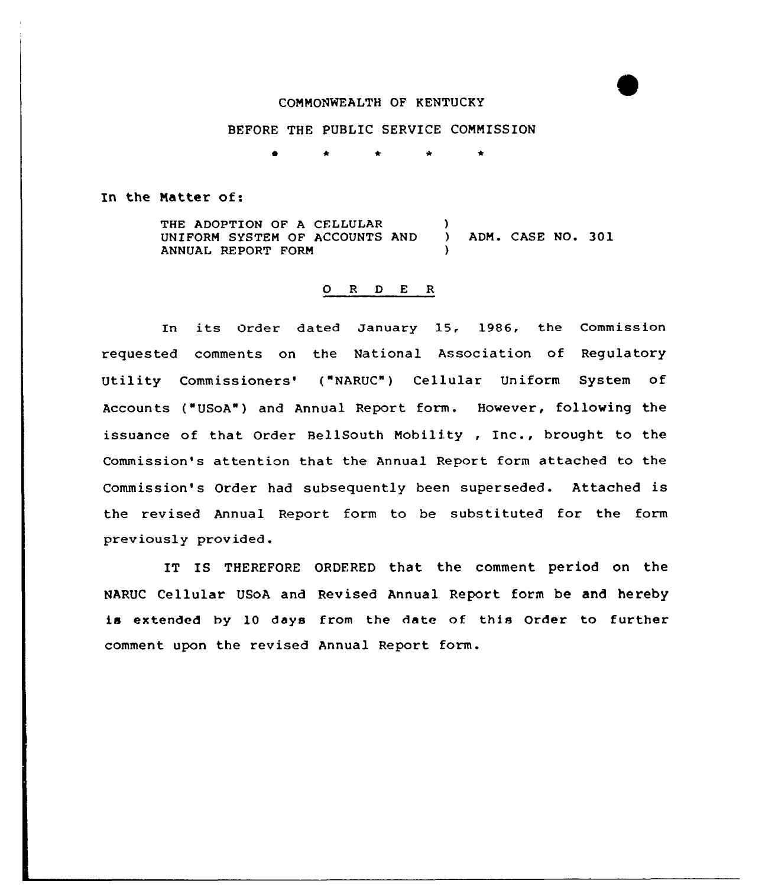COMMONWEALTH OF KENTUCKY

BEFORE THE PUBLIC SERVICE COMMISSION

\* \* \* \* \*

In the Matter of:

| | | |
|---|---|---|
| THE ADOPTION OF A CELLULAR UNIFORM SYSTEM OF ACCOUNTS AND ANNUAL REPORT FORM | ) ) ) | ADM. CASE NO. 301 |

## O R D E R

In its Order dated January 15, 1986, the Commission requested comments on the National Association of Regulatory Utility Commissioners' ("NARUC") Cellular Uniform System of Accounts ("USoA") and Annual Report form. However, following the issuance of that Order BellSouth Mobility , Inc., brought to the Commission's attention that the Annual Report form attached to the Commission's Order had subsequently been superseded. Attached is the revised Annual Report form to be substituted for the form previously provided.

IT IS THEREFORE ORDERED that the comment period on the NARUC Cellular USoA and Revised Annual Report form be and hereby is extended by 10 days from the date of this Order to further comment upon the revised Annual Report form.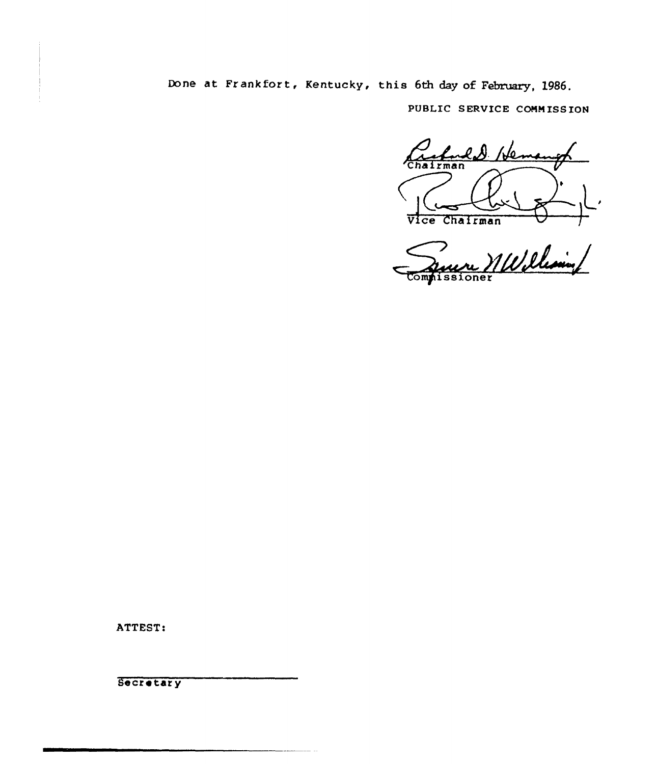Done at Frankfort, Kentucky, this 6th day of February, 1986.

PUBLIC SERVICE COMMISSION

Chairman

Vice Chairman

Commissioner

ATTEST:

Secretary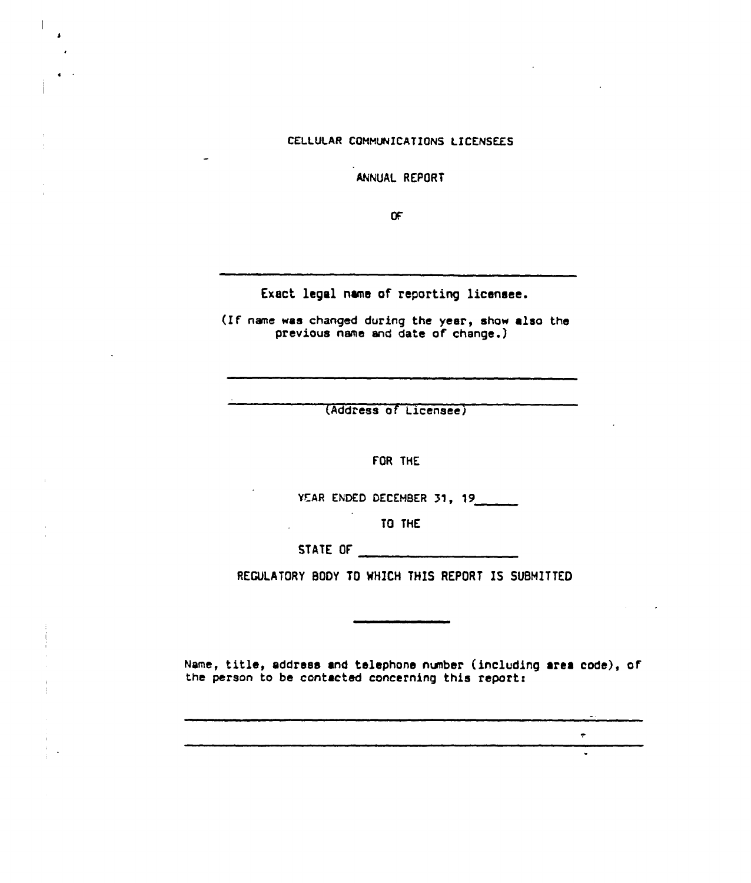CELLULAR COMMUNICATIONS LICENSEES

ANNUAL REPORT

OF

\_\_\_\_\_\_\_\_\_\_\_\_\_\_\_\_\_\_\_\_\_\_\_\_\_\_\_\_\_\_\_\_\_\_\_\_\_\_\_\_

Exact legal name of reporting licensee.

(If name was changed during the year, show also the previous name and date of change.)

\_\_\_\_\_\_\_\_\_\_\_\_\_\_\_\_\_\_\_\_\_\_\_\_\_\_\_\_\_\_\_\_\_\_\_\_\_\_\_\_

\_\_\_\_\_\_\_\_\_\_\_\_\_\_\_\_\_\_\_\_\_\_\_\_\_\_\_\_\_\_\_\_\_\_\_\_\_\_\_\_

(Address of Licensee)

FOR THE

YEAR ENDED DECEMBER 31, 19\_\_\_\_\_

TO THE

STATE OF \_\_\_\_\_\_\_\_\_\_\_\_\_\_\_\_\_\_\_\_

REGULATORY BODY TO WHICH THIS REPORT IS SUBMITTED

\_\_\_\_\_\_\_\_\_\_\_\_

Name, title, address and telephone number (including area code), of the person to be contacted concerning this report:

\_\_\_\_\_\_\_\_\_\_\_\_\_\_\_\_\_\_\_\_\_\_\_\_\_\_\_\_\_\_\_\_\_\_\_\_\_\_\_\_\_\_\_\_\_\_\_\_

\_\_\_\_\_\_\_\_\_\_\_\_\_\_\_\_\_\_\_\_\_\_\_\_\_\_\_\_\_\_\_\_\_\_\_\_\_\_\_\_\_\_\_\_\_\_\_\_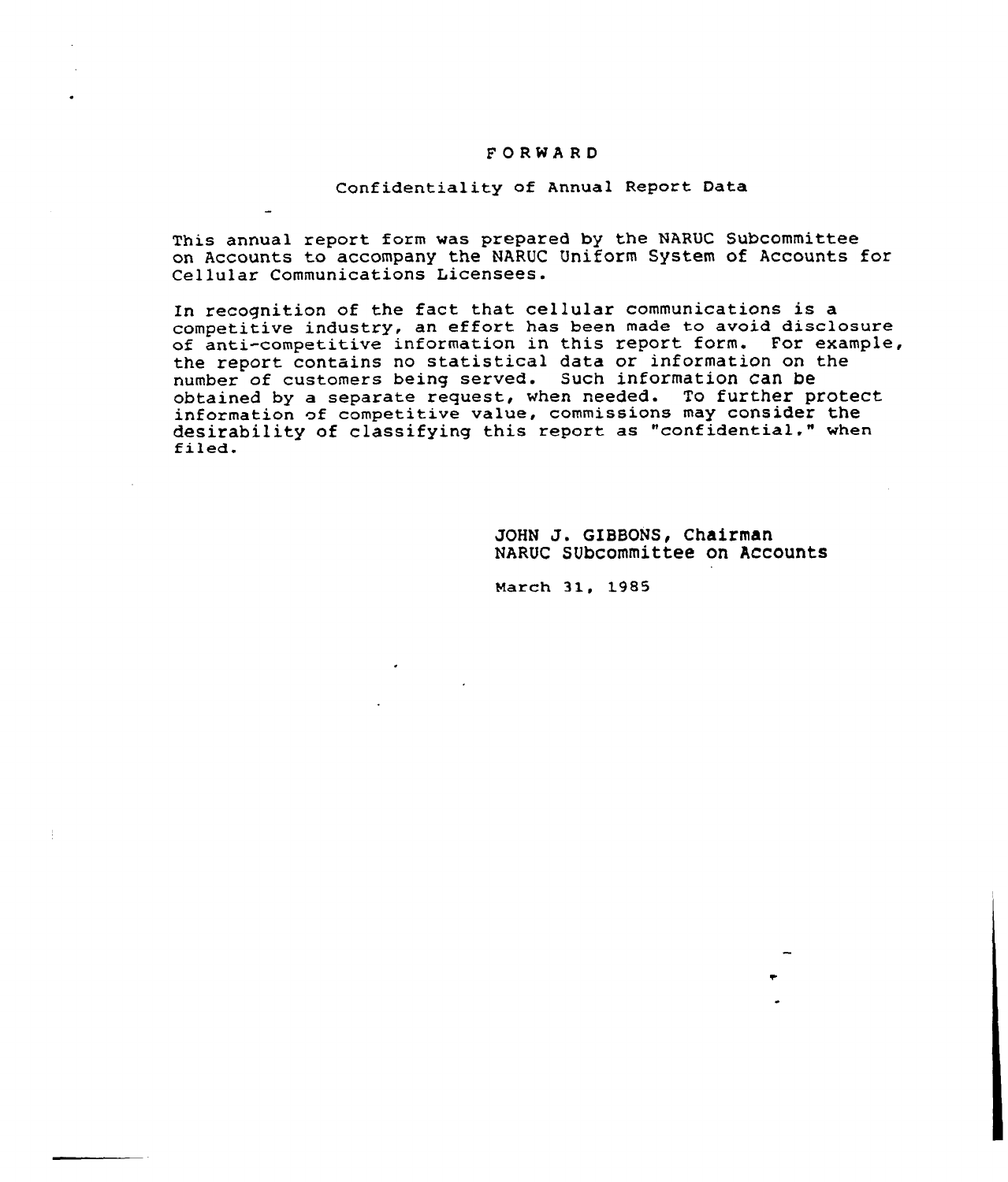# FORWARD

## Confidentiality of Annual Report Data

This annual report form was prepared by the NARUC Subcommittee on Accounts to accompany the NARUC Uniform System of Accounts for Cellular Communications Licensees.

In recognition of the fact that cellular communications is a competitive industry, an effort has been made to avoid disclosure of anti-competitive information in this report form. For example, the report contains no statistical data or information on the number of customers being served. Such information can be obtained by a separate request, when needed. To further protect information of competitive value, commissions may consider the desirability of classifying this report as "confidential," when filed.

JOHN J. GIBBONS, Chairman
NARUC SUbcommittee on Accounts

March 31, 1985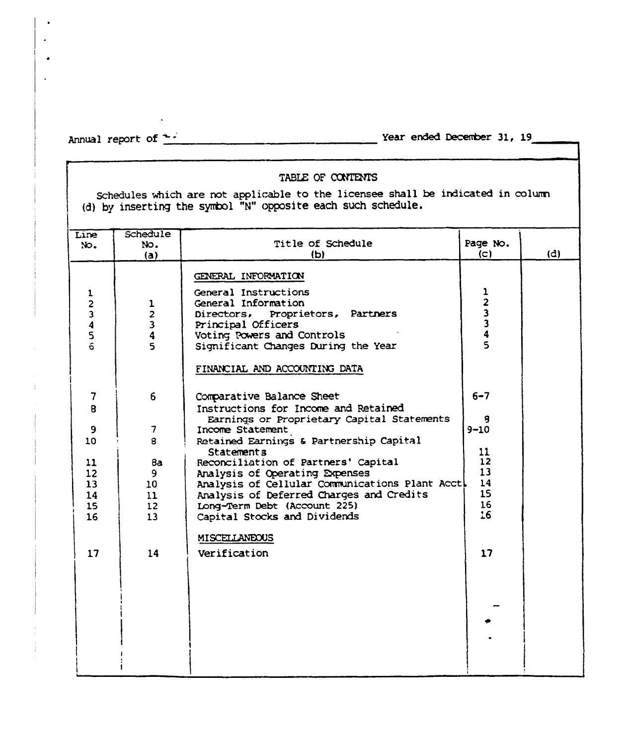Annual report of ______________________________ Year ended December 31, 19____

## TABLE OF CONTENTS

Schedules which are not applicable to the licensee shall be indicated in column (d) by inserting the symbol "N" opposite each such schedule.

| Line No. | Schedule No. (a) | Title of Schedule (b) | Page No. (c) | (d) |
|---|---|---|---|---|
| | | GENERAL INFORMATION | | |
| 1 | | General Instructions | 1 | |
| 2 | 1 | General Information | 2 | |
| 3 | 2 | Directors, Proprietors, Partners | 3 | |
| 4 | 3 | Principal Officers | 3 | |
| 5 | 4 | Voting Powers and Controls | 4 | |
| 6 | 5 | Significant Changes During the Year | 5 | |
| | | FINANCIAL AND ACCOUNTING DATA | | |
| 7 | 6 | Comparative Balance Sheet | 6-7 | |
| 8 | | Instructions for Income and Retained Earnings or Proprietary Capital Statements | 9 | |
| 9 | 7 | Income Statement | 9-10 | |
| 10 | 8 | Retained Earnings & Partnership Capital Statements | 11 | |
| 11 | 8a | Reconciliation of Partners' Capital | 12 | |
| 12 | 9 | Analysis of Operating Expenses | 13 | |
| 13 | 10 | Analysis of Cellular Communications Plant Acct | 14 | |
| 14 | 11 | Analysis of Deferred Charges and Credits | 15 | |
| 15 | 12 | Long-Term Debt (Account 225) | 16 | |
| 16 | 13 | Capital Stocks and Dividends | 16 | |
| | | MISCELLANEOUS | | |
| 17 | 14 | Verification | 17 | |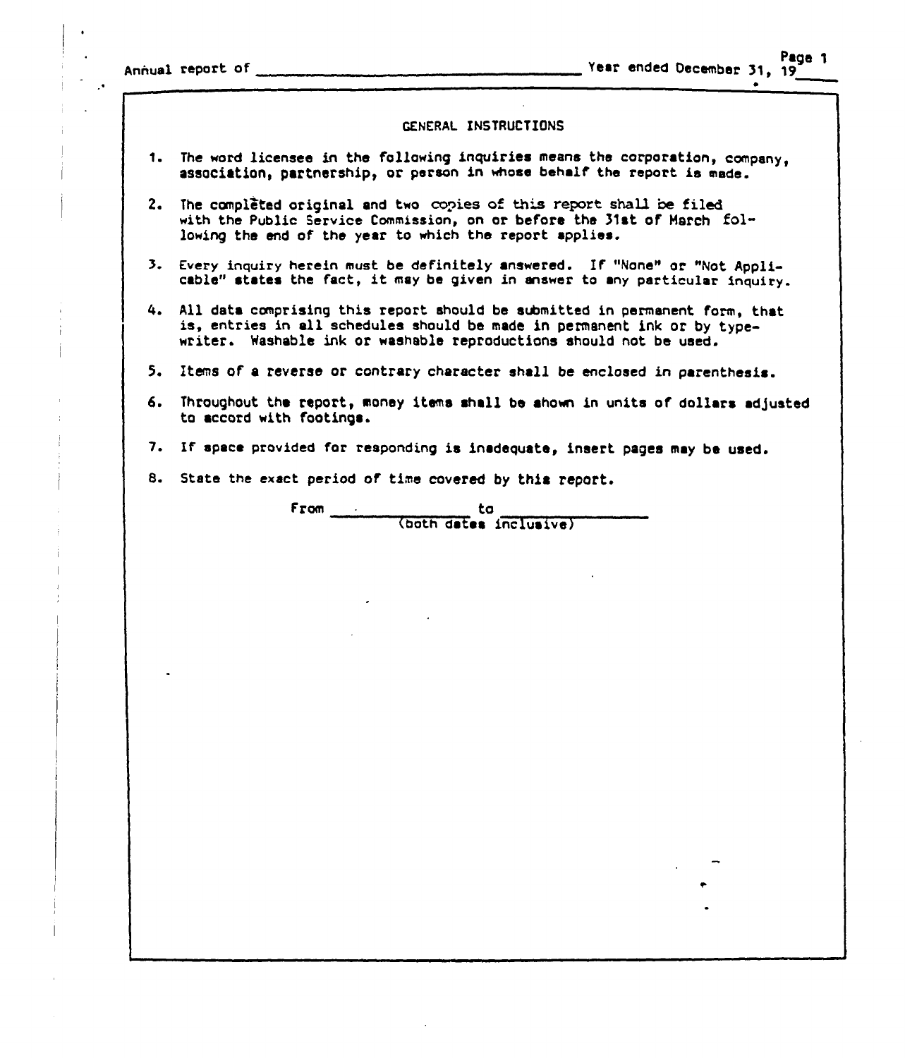Annual report of ______________________________ Year ended December 31, 19____

## GENERAL INSTRUCTIONS

1. The word licensee in the following inquiries means the corporation, company, association, partnership, or person in whose behalf the report is made.

2. The completed original and two copies of this report shall be filed with the Public Service Commission, on or before the 31st of March following the end of the year to which the report applies.

3. Every inquiry herein must be definitely answered. If "None" or "Not Applicable" states the fact, it may be given in answer to any particular inquiry.

4. All data comprising this report should be submitted in permanent form, that is, entries in all schedules should be made in permanent ink or by typewriter. Washable ink or washable reproductions should not be used.

5. Items of a reverse or contrary character shall be enclosed in parenthesis.

6. Throughout the report, money items shall be shown in units of dollars adjusted to accord with footings.

7. If space provided for responding is inadequate, insert pages may be used.

8. State the exact period of time covered by this report.

From ________________ to ________________
(both dates inclusive)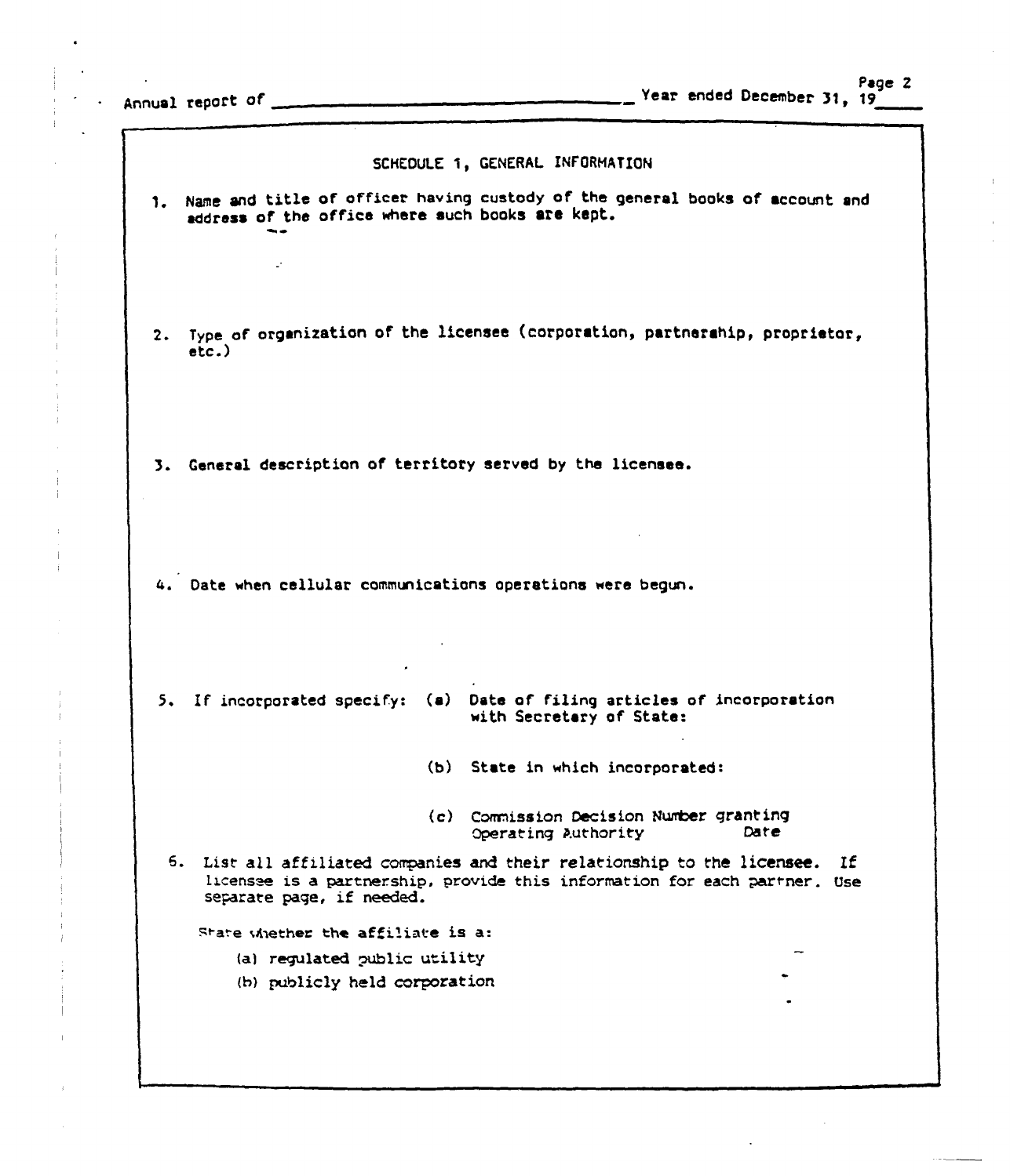Annual report of ______________________________ Year ended December 31, 19____

## SCHEDULE 1, GENERAL INFORMATION

1. Name and title of officer having custody of the general books of account and address of the office where such books are kept.

2. Type of organization of the licensee (corporation, partnership, proprietor, etc.)

3. General description of territory served by the licensee.

4. Date when cellular communications operations were begun.

5. If incorporated specify:
   - (a) Date of filing articles of incorporation with Secretary of State:
   - (b) State in which incorporated:
   - (c) Commission Decision Number granting Operating Authority    Date

6. List all affiliated companies and their relationship to the licensee. If licensee is a partnership, provide this information for each partner. Use separate page, if needed.

   State whether the affiliate is a:

   (a) regulated public utility

   (b) publicly held corporation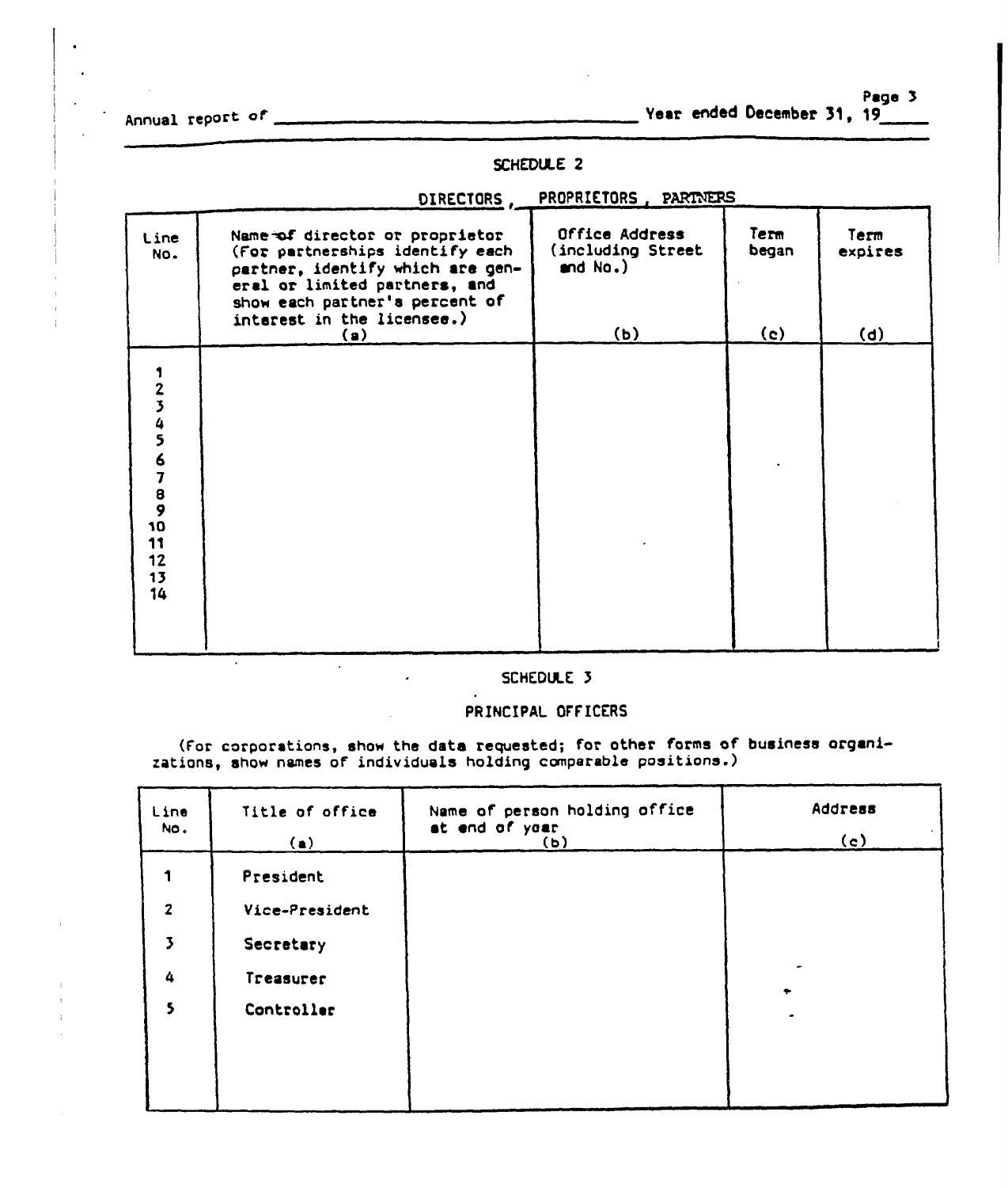Annual report of ______________________________ Year ended December 31, 19____

## SCHEDULE 2

### DIRECTORS, PROPRIETORS, PARTNERS

| Line No. | Name of director or proprietor (For partnerships identify each partner, identify which are general or limited partners, and show each partner's percent of interest in the licensee.) (a) | Office Address (including Street and No.) (b) | Term began (c) | Term expires (d) |
|---|---|---|---|---|
| 1 | | | | |
| 2 | | | | |
| 3 | | | | |
| 4 | | | | |
| 5 | | | | |
| 6 | | | | |
| 7 | | | | |
| 8 | | | | |
| 9 | | | | |
| 10 | | | | |
| 11 | | | | |
| 12 | | | | |
| 13 | | | | |
| 14 | | | | |

## SCHEDULE 3

### PRINCIPAL OFFICERS

(For corporations, show the data requested; for other forms of business organizations, show names of individuals holding comparable positions.)

| Line No. | Title of office (a) | Name of person holding office at end of year (b) | Address (c) |
|---|---|---|---|
| 1 | President | | |
| 2 | Vice-President | | |
| 3 | Secretary | | |
| 4 | Treasurer | | |
| 5 | Controller | | |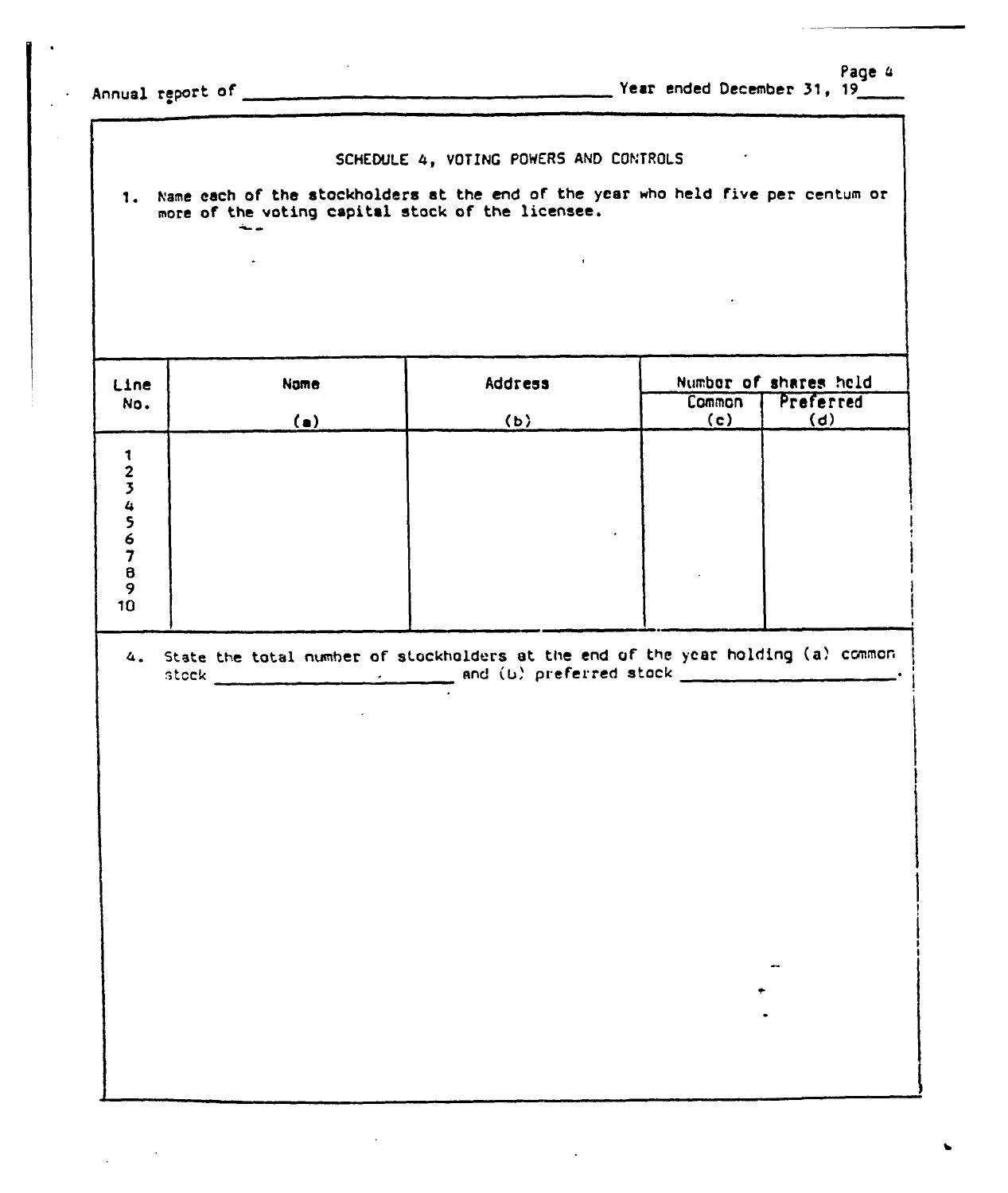Annual report of \_\_\_\_\_\_\_\_\_\_\_\_\_\_\_\_\_\_\_\_\_\_\_\_\_\_\_\_\_\_\_\_\_\_\_\_\_\_\_\_ Year ended December 31, 19\_\_\_\_\_

## SCHEDULE 4, VOTING POWERS AND CONTROLS

1. Name each of the stockholders at the end of the year who held five per centum or more of the voting capital stock of the licensee.

| Line No. | Name<br>(a) | Address<br>(b) | Number of shares held | |
|---|---|---|---|---|
| | | | Common<br>(c) | Preferred<br>(d) |
| 1 | | | | |
| 2 | | | | |
| 3 | | | | |
| 4 | | | | |
| 5 | | | | |
| 6 | | | | |
| 7 | | | | |
| 8 | | | | |
| 9 | | | | |
| 10 | | | | |

4. State the total number of stockholders at the end of the year holding (a) common stock \_\_\_\_\_\_\_\_\_\_\_\_\_\_\_\_\_\_\_\_\_\_\_\_\_\_\_ and (b) preferred stock \_\_\_\_\_\_\_\_\_\_\_\_\_\_\_\_\_\_\_\_\_\_\_\_\_\_\_.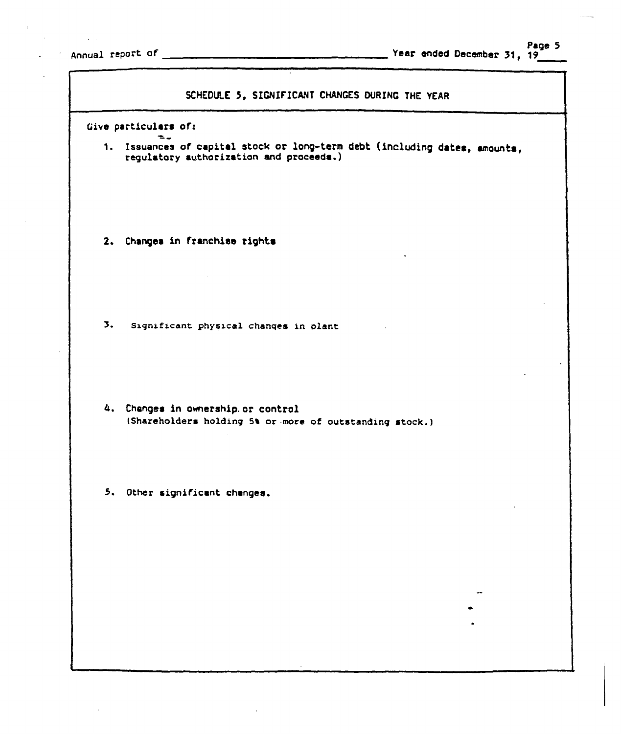Annual report of ______________________________ Year ended December 31, 19____

## SCHEDULE 5, SIGNIFICANT CHANGES DURING THE YEAR

Give particulars of:

1. Issuances of capital stock or long-term debt (including dates, amounts, regulatory authorization and proceeds.)

2. Changes in franchise rights

3. Significant physical changes in plant

4. Changes in ownership or control
   (Shareholders holding 5% or more of outstanding stock.)

5. Other significant changes.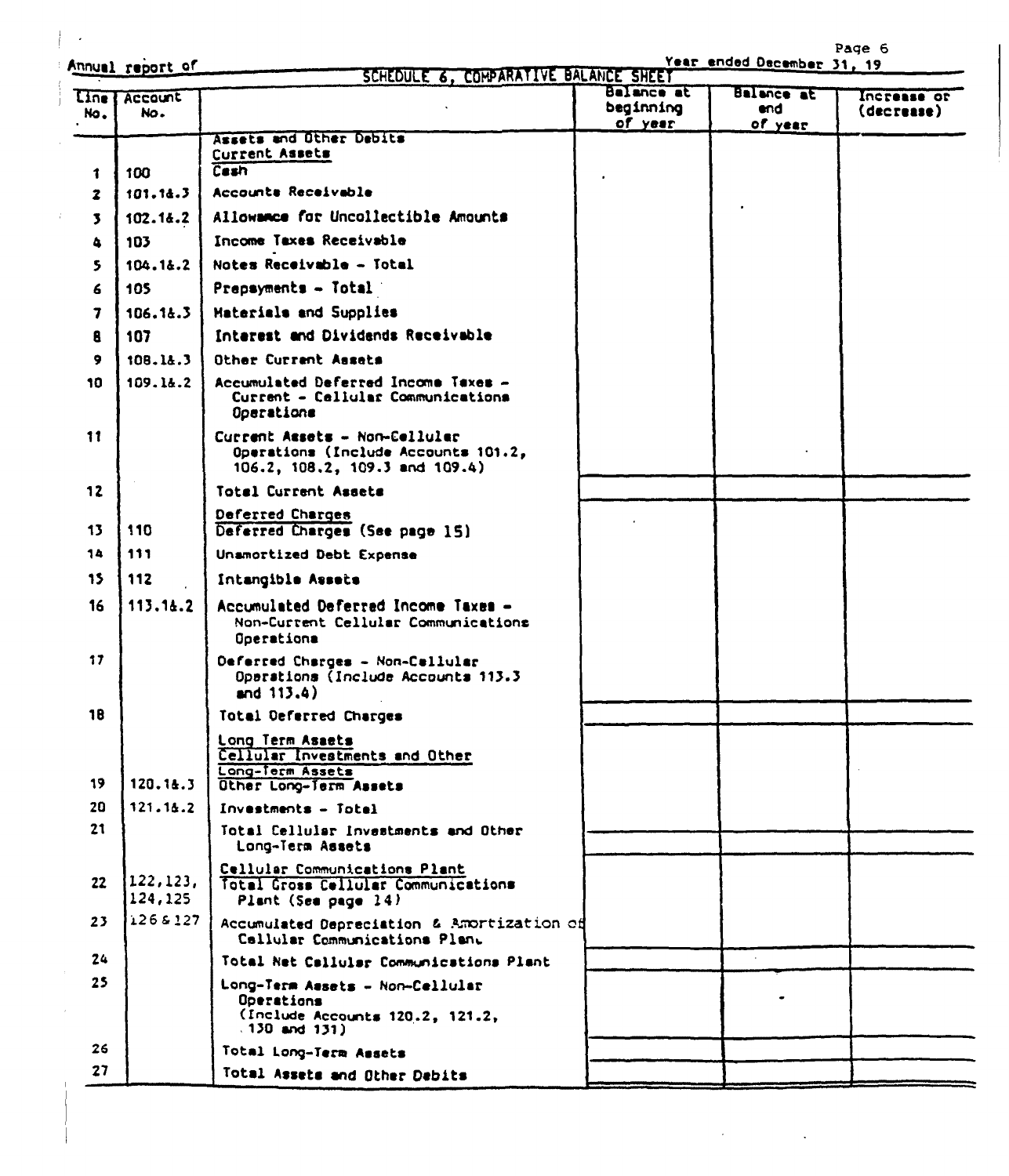Annual report of

Year ended December 31, 19

## SCHEDULE 6, COMPARATIVE BALANCE SHEET

| Line No. | Account No. | | Balance at beginning of year | Balance at end of year | Increase or (decrease) |
|---|---|---|---|---|---|
| | | **Assets and Other Debits** | | | |
| | | **Current Assets** | | | |
| 1 | 100 | Cash | | | |
| 2 | 101.1&.3 | Accounts Receivable | | | |
| 3 | 102.1&.2 | Allowance for Uncollectible Amounts | | | |
| 4 | 103 | Income Taxes Receivable | | | |
| 5 | 104.1&.2 | Notes Receivable - Total | | | |
| 6 | 105 | Prepayments - Total | | | |
| 7 | 106.1&.3 | Materials and Supplies | | | |
| 8 | 107 | Interest and Dividends Receivable | | | |
| 9 | 108.1&.3 | Other Current Assets | | | |
| 10 | 109.1&.2 | Accumulated Deferred Income Taxes - Current - Cellular Communications Operations | | | |
| 11 | | Current Assets - Non-Cellular Operations (Include Accounts 101.2, 106.2, 108.2, 109.3 and 109.4) | | | |
| 12 | | Total Current Assets | | | |
| | | **Deferred Charges** | | | |
| 13 | 110 | Deferred Charges (See page 15) | | | |
| 14 | 111 | Unamortized Debt Expense | | | |
| 15 | 112 | Intangible Assets | | | |
| 16 | 113.1&.2 | Accumulated Deferred Income Taxes - Non-Current Cellular Communications Operations | | | |
| 17 | | Deferred Charges - Non-Cellular Operations (Include Accounts 113.3 and 113.4) | | | |
| 18 | | Total Deferred Charges | | | |
| | | **Long Term Assets** | | | |
| | | **Cellular Investments and Other Long-Term Assets** | | | |
| 19 | 120.1&.3 | Other Long-Term Assets | | | |
| 20 | 121.1&.2 | Investments - Total | | | |
| 21 | | Total Cellular Investments and Other Long-Term Assets | | | |
| | | **Cellular Communications Plant** | | | |
| 22 | 122,123, 124,125 | Total Gross Cellular Communications Plant (See page 14) | | | |
| 23 | 126 & 127 | Accumulated Depreciation & Amortization of Cellular Communications Plant | | | |
| 24 | | Total Net Cellular Communications Plant | | | |
| 25 | | Long-Term Assets - Non-Cellular Operations (Include Accounts 120.2, 121.2, 130 and 131) | | | |
| 26 | | Total Long-Term Assets | | | |
| 27 | | Total Assets and Other Debits | | | |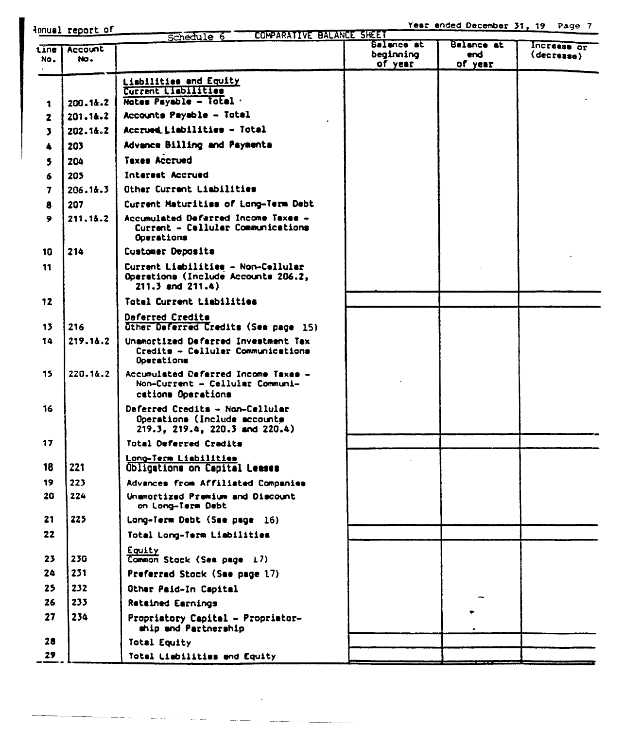Annual report of ______________________ Year ended December 31, 19

## Schedule 6 COMPARATIVE BALANCE SHEET

| Line No. | Account No. | | Balance at beginning of year | Balance at end of year | Increase or (decrease) |
|---|---|---|---|---|---|
| | | **Liabilities and Equity** | | | |
| | | **Current Liabilities** | | | |
| 1 | 200.1&.2 | Notes Payable - Total | | | |
| 2 | 201.1&.2 | Accounts Payable - Total | | | |
| 3 | 202.1&.2 | Accrued Liabilities - Total | | | |
| 4 | 203 | Advance Billing and Payments | | | |
| 5 | 204 | Taxes Accrued | | | |
| 6 | 205 | Interest Accrued | | | |
| 7 | 206.1&.3 | Other Current Liabilities | | | |
| 8 | 207 | Current Maturities of Long-Term Debt | | | |
| 9 | 211.1&.2 | Accumulated Deferred Income Taxes - Current - Cellular Communications Operations | | | |
| 10 | 214 | Customer Deposits | | | |
| 11 | | Current Liabilities - Non-Cellular Operations (Include Accounts 206.2, 211.3 and 211.4) | | | |
| 12 | | Total Current Liabilities | | | |
| | | **Deferred Credits** | | | |
| 13 | 216 | Other Deferred Credits (See page 15) | | | |
| 14 | 219.1&.2 | Unamortized Deferred Investment Tax Credits - Cellular Communications Operations | | | |
| 15 | 220.1&.2 | Accumulated Deferred Income Taxes - Non-Current - Cellular Communications Operations | | | |
| 16 | | Deferred Credits - Non-Cellular Operations (Include accounts 219.3, 219.4, 220.3 and 220.4) | | | |
| 17 | | Total Deferred Credits | | | |
| | | **Long-Term Liabilities** | | | |
| 18 | 221 | Obligations on Capital Leases | | | |
| 19 | 223 | Advances from Affiliated Companies | | | |
| 20 | 224 | Unamortized Premium and Discount on Long-Term Debt | | | |
| 21 | 225 | Long-Term Debt (See page 16) | | | |
| 22 | | Total Long-Term Liabilities | | | |
| | | **Equity** | | | |
| 23 | 230 | Common Stock (See page 17) | | | |
| 24 | 231 | Preferred Stock (See page 17) | | | |
| 25 | 232 | Other Paid-In Capital | | | |
| 26 | 233 | Retained Earnings | | | |
| 27 | 234 | Proprietary Capital - Proprietorship and Partnership | | | |
| 28 | | Total Equity | | | |
| 29 | | Total Liabilities and Equity | | | |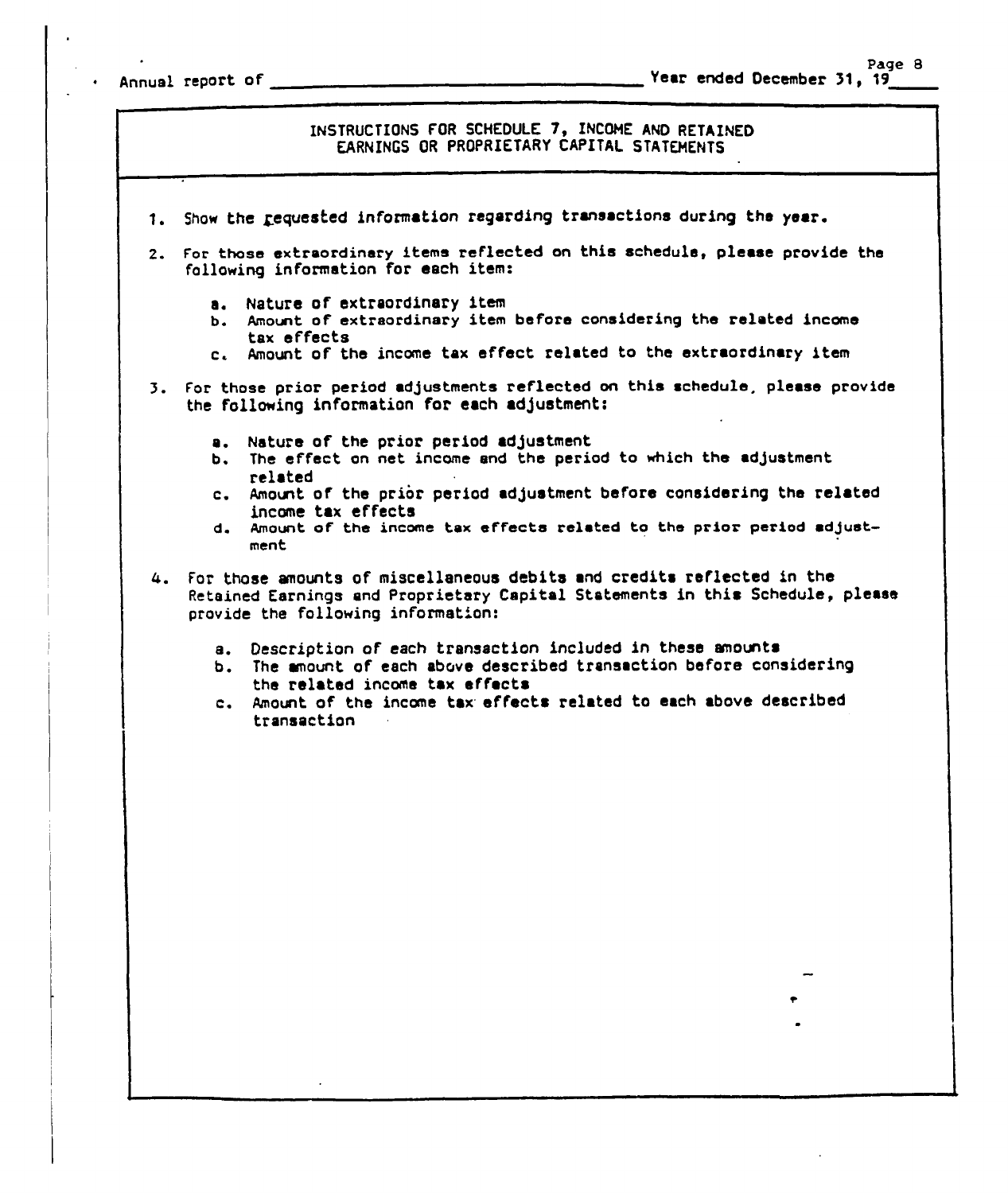Annual report of ______________________________ Year ended December 31, 19____

## INSTRUCTIONS FOR SCHEDULE 7, INCOME AND RETAINED EARNINGS OR PROPRIETARY CAPITAL STATEMENTS

1. Show the requested information regarding transactions during the year.

2. For those extraordinary items reflected on this schedule, please provide the following information for each item:

   a. Nature of extraordinary item
   b. Amount of extraordinary item before considering the related income tax effects
   c. Amount of the income tax effect related to the extraordinary item

3. For those prior period adjustments reflected on this schedule, please provide the following information for each adjustment:

   a. Nature of the prior period adjustment
   b. The effect on net income and the period to which the adjustment related
   c. Amount of the prior period adjustment before considering the related income tax effects
   d. Amount of the income tax effects related to the prior period adjustment

4. For those amounts of miscellaneous debits and credits reflected in the Retained Earnings and Proprietary Capital Statements in this Schedule, please provide the following information:

   a. Description of each transaction included in these amounts
   b. The amount of each above described transaction before considering the related income tax effects
   c. Amount of the income tax effects related to each above described transaction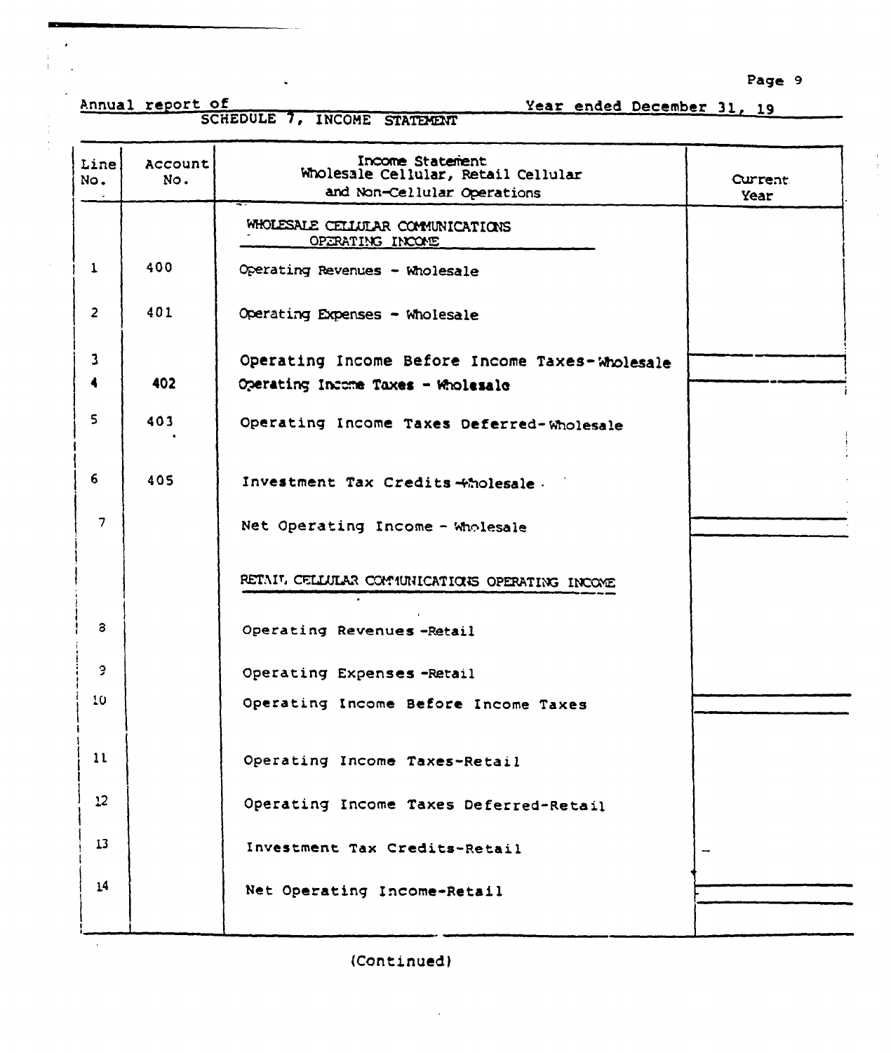Annual report of &nbsp;&nbsp;&nbsp;&nbsp;&nbsp;&nbsp;&nbsp;&nbsp;&nbsp;&nbsp;&nbsp;&nbsp;&nbsp;&nbsp;&nbsp;&nbsp;&nbsp;&nbsp;&nbsp;&nbsp;&nbsp;&nbsp;&nbsp;&nbsp;&nbsp;&nbsp;&nbsp;&nbsp;&nbsp;&nbsp;&nbsp;&nbsp;&nbsp;&nbsp;&nbsp;&nbsp;&nbsp;&nbsp;&nbsp;&nbsp;Year ended December 31, 19

## SCHEDULE 7, INCOME STATEMENT

| Line No. | Account No. | Income Statement Wholesale Cellular, Retail Cellular and Non-Cellular Operations | Current Year |
|---|---|---|---|
| | | WHOLESALE CELLULAR COMMUNICATIONS OPERATING INCOME | |
| 1 | 400 | Operating Revenues - Wholesale | |
| 2 | 401 | Operating Expenses - Wholesale | |
| 3 | | Operating Income Before Income Taxes-Wholesale | |
| 4 | 402 | Operating Income Taxes - Wholesale | |
| 5 | 403 | Operating Income Taxes Deferred-Wholesale | |
| 6 | 405 | Investment Tax Credits-Wholesale | |
| 7 | | Net Operating Income - Wholesale | |
| | | RETAIL CELLULAR COMMUNICATIONS OPERATING INCOME | |
| 8 | | Operating Revenues -Retail | |
| 9 | | Operating Expenses -Retail | |
| 10 | | Operating Income Before Income Taxes | |
| 11 | | Operating Income Taxes-Retail | |
| 12 | | Operating Income Taxes Deferred-Retail | |
| 13 | | Investment Tax Credits-Retail | |
| 14 | | Net Operating Income-Retail | |

(Continued)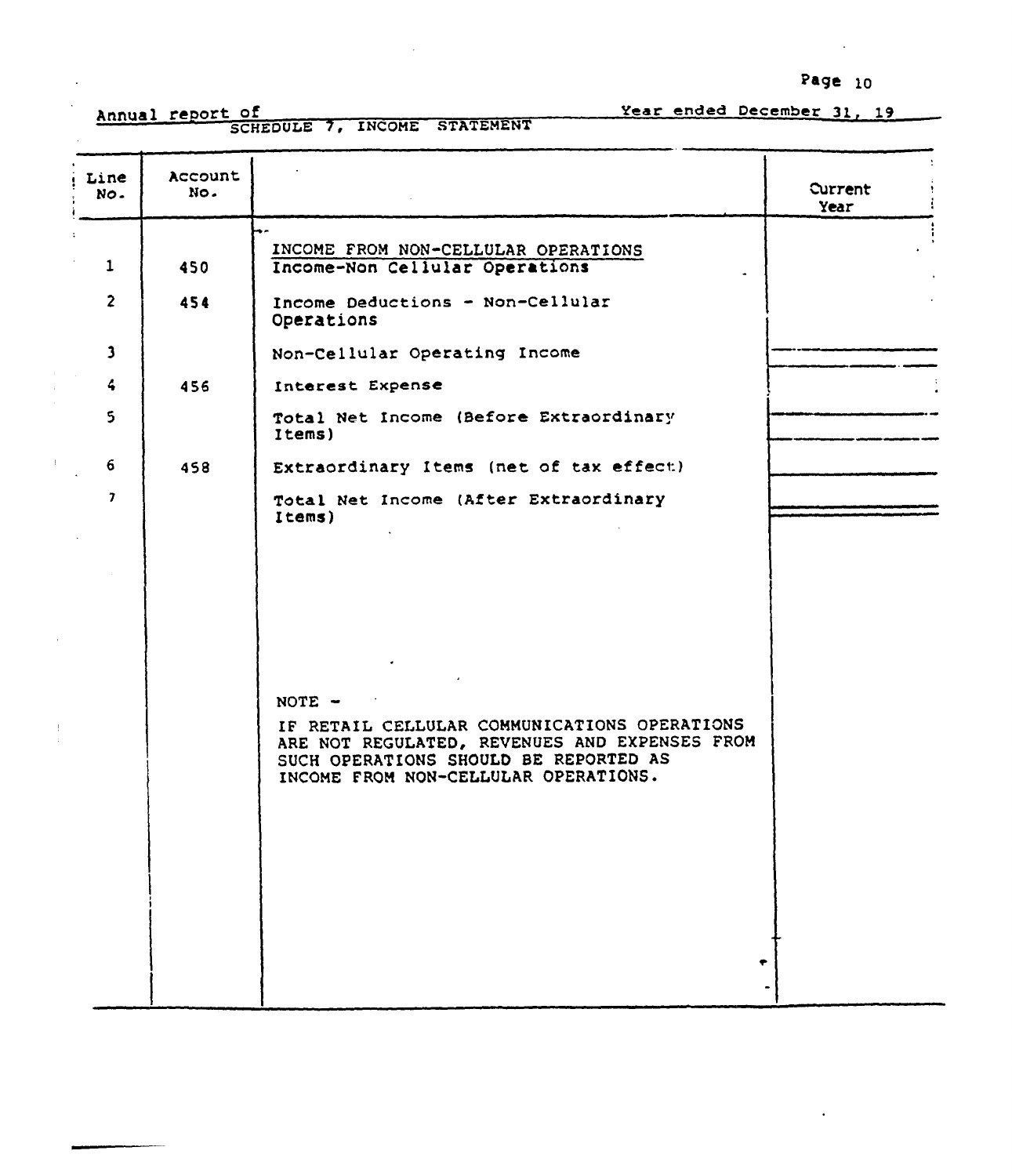Annual report of \_\_\_\_\_\_\_\_\_\_\_\_\_\_\_\_\_\_\_\_ Year ended December 31, 19\_\_

## SCHEDULE 7, INCOME STATEMENT

| Line No. | Account No. | | Current Year |
|---|---|---|---|
| | | INCOME FROM NON-CELLULAR OPERATIONS | |
| 1 | 450 | Income-Non Cellular Operations | |
| 2 | 454 | Income Deductions - Non-Cellular Operations | |
| 3 | | Non-Cellular Operating Income | |
| 4 | 456 | Interest Expense | |
| 5 | | Total Net Income (Before Extraordinary Items) | |
| 6 | 458 | Extraordinary Items (net of tax effect) | |
| 7 | | Total Net Income (After Extraordinary Items) | |

NOTE -

IF RETAIL CELLULAR COMMUNICATIONS OPERATIONS ARE NOT REGULATED, REVENUES AND EXPENSES FROM SUCH OPERATIONS SHOULD BE REPORTED AS INCOME FROM NON-CELLULAR OPERATIONS.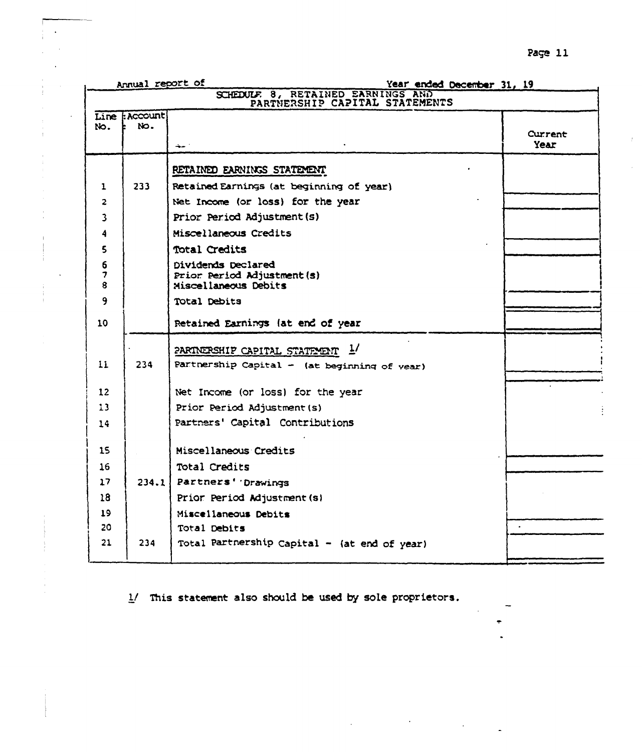Annual report of Year ended December 31, 19

## SCHEDULE 8, RETAINED EARNINGS AND PARTNERSHIP CAPITAL STATEMENTS

| Line No. | Account No. | | Current Year |
|---|---|---|---|
| | | **RETAINED EARNINGS STATEMENT** | |
| 1 | 233 | Retained Earnings (at beginning of year) | |
| 2 | | Net Income (or loss) for the year | |
| 3 | | Prior Period Adjustment(s) | |
| 4 | | Miscellaneous Credits | |
| 5 | | Total Credits | |
| 6 | | Dividends Declared | |
| 7 | | Prior Period Adjustment(s) | |
| 8 | | Miscellaneous Debits | |
| 9 | | Total Debits | |
| 10 | | Retained Earnings (at end of year | |
| | | **PARTNERSHIP CAPITAL STATEMENT** 1/ | |
| 11 | 234 | Partnership Capital - (at beginning of year) | |
| 12 | | Net Income (or loss) for the year | |
| 13 | | Prior Period Adjustment(s) | |
| 14 | | Partners' Capital Contributions | |
| 15 | | Miscellaneous Credits | |
| 16 | | Total Credits | |
| 17 | 234.1 | Partners' Drawings | |
| 18 | | Prior Period Adjustment(s) | |
| 19 | | Miscellaneous Debits | |
| 20 | | Total Debits | |
| 21 | 234 | Total Partnership Capital - (at end of year) | |

1/ This statement also should be used by sole proprietors.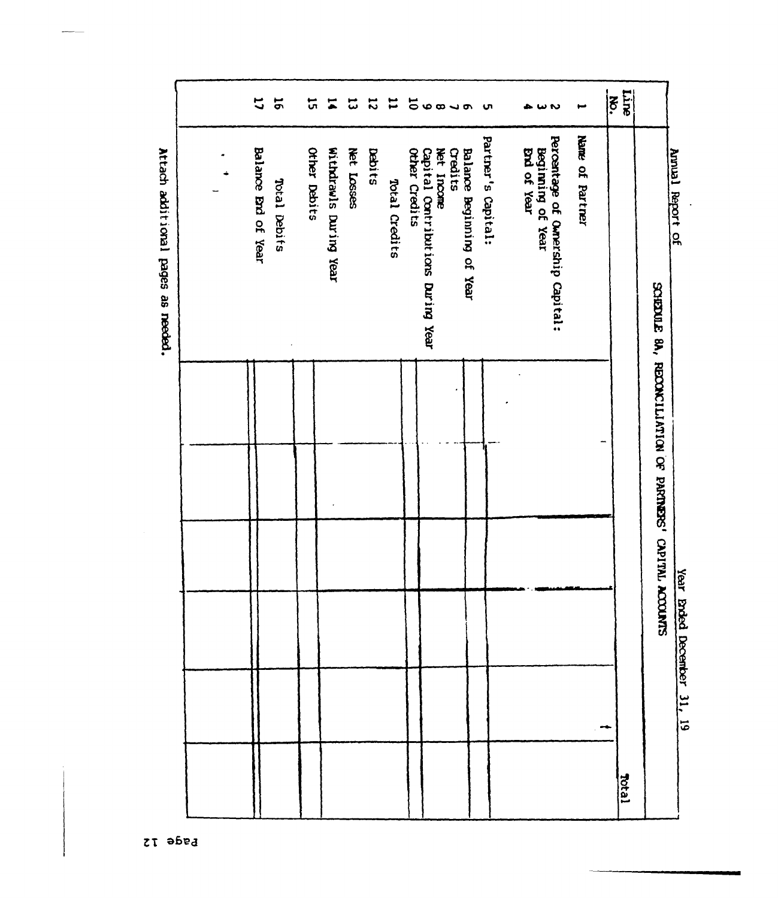Annual Report of

Year Ended December 31, 19

## SCHEDULE 8A, RECONCILIATION OF PARTNERS' CAPITAL ACCOUNTS

| Line No. | | | | | | | | Total |
|---|---|---|---|---|---|---|---|---|
| 1 | Name of Partner | | | | | | | |
| 2 | Percentage of Ownership Capital: | | | | | | | |
| 3 | Beginning of Year | | | | | | | |
| 4 | End of Year | | | | | | | |
| 5 | Partner's Capital: | | | | | | | |
| 6 | Balance Beginning of Year | | | | | | | |
| 7 | Credits | | | | | | | |
| 8 | Net Income | | | | | | | |
| 9 | Capital Contributions During Year | | | | | | | |
| 10 | Other Credits | | | | | | | |
| 11 | Total Credits | | | | | | | |
| 12 | Debits | | | | | | | |
| 13 | Net Losses | | | | | | | |
| 14 | Withdrawals During Year | | | | | | | |
| 15 | Other Debits | | | | | | | |
| 16 | Total Debits | | | | | | | |
| 17 | Balance End of Year | | | | | | | |

Attach additional pages as needed.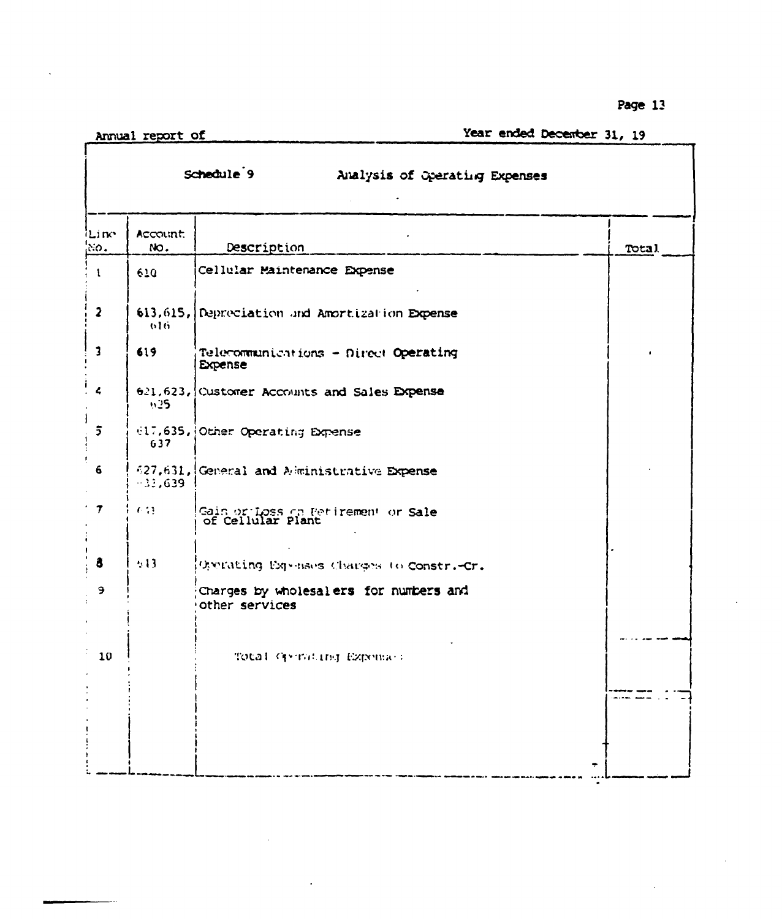Annual report of | Year ended December 31, 19

## Schedule 9 — Analysis of Operating Expenses

| Line No. | Account No. | Description | Total |
|---|---|---|---|
| 1 | 610 | Cellular Maintenance Expense | |
| 2 | 613,615, 616 | Depreciation and Amortization Expense | |
| 3 | 619 | Telecommunications - Direct Operating Expense | |
| 4 | 621,623, 625 | Customer Accounts and Sales Expense | |
| 5 | 617,635, 637 | Other Operating Expense | |
| 6 | 627,631, 633,639 | General and Administrative Expense | |
| 7 | 633 | Gain or Loss on Retirement or Sale of Cellular Plant | |
| 8 | 513 | Operating Expenses Charges to Constr.-Cr. | |
| 9 | | Charges by wholesalers for numbers and other services | |
| 10 | | Total Operating Expenses | |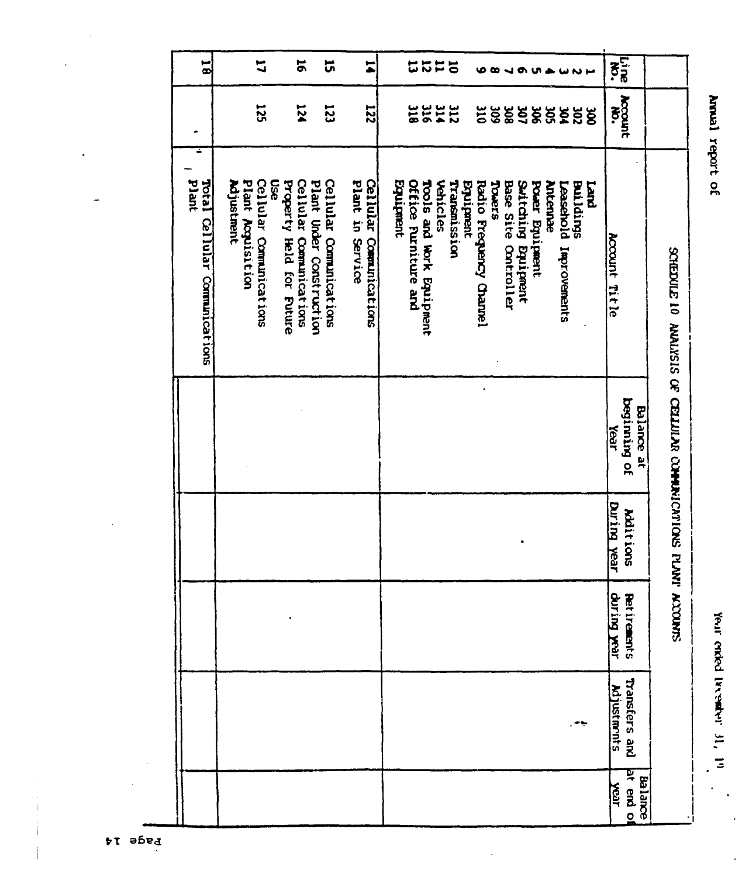Annual report of

Year ended December 31, 19

## SCHEDULE 10 ANALYSIS OF CELLULAR COMMUNICATIONS PLANT ACCOUNTS

| Line No. | Account No. | Account Title | Balance at beginning of Year | Additions During year | Retirements during year | Transfers and Adjustments | Balance at end of year |
|---|---|---|---|---|---|---|---|
| 1 | 300 | Land | | | | | |
| 2 | 302 | Buildings | | | | | |
| 3 | 304 | Leasehold Improvements | | | | | |
| 4 | 305 | Antennae | | | | | |
| 5 | 306 | Power Equipment | | | | | |
| 6 | 307 | Switching Equipment | | | | | |
| 7 | 308 | Base Site Controller | | | | | |
| 8 | 309 | Towers | | | | | |
| 9 | 310 | Radio Frequency Channel Equipment | | | | | |
| 10 | 312 | Transmission | | | | | |
| 11 | 314 | Vehicles | | | | | |
| 12 | 316 | Tools and Work Equipment | | | | | |
| 13 | 318 | Office Furniture and Equipment | | | | | |
| 14 | 122 | Cellular Communications Plant in Service | | | | | |
| 15 | 123 | Cellular Communications Plant Under Construction | | | | | |
| 16 | 124 | Cellular Communications Property Held for Future Use | | | | | |
| 17 | 125 | Cellular Communications Plant Acquisition Adjustment | | | | | |
| 18 | | Total Cellular Communications Plant | | | | | |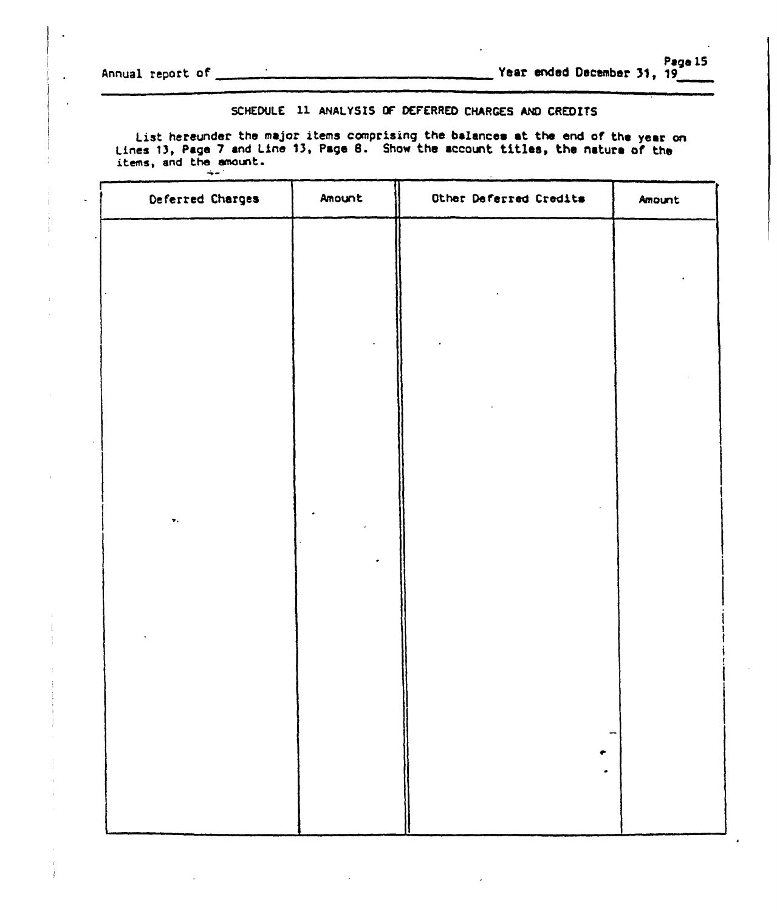Annual report of ______________________________ Year ended December 31, 19____

## SCHEDULE 11 ANALYSIS OF DEFERRED CHARGES AND CREDITS

List hereunder the major items comprising the balances at the end of the year on Lines 13, Page 7 and Line 13, Page 8. Show the account titles, the nature of the items, and the amount.

| Deferred Charges | Amount | Other Deferred Credits | Amount |
|---|---|---|---|
| | | | |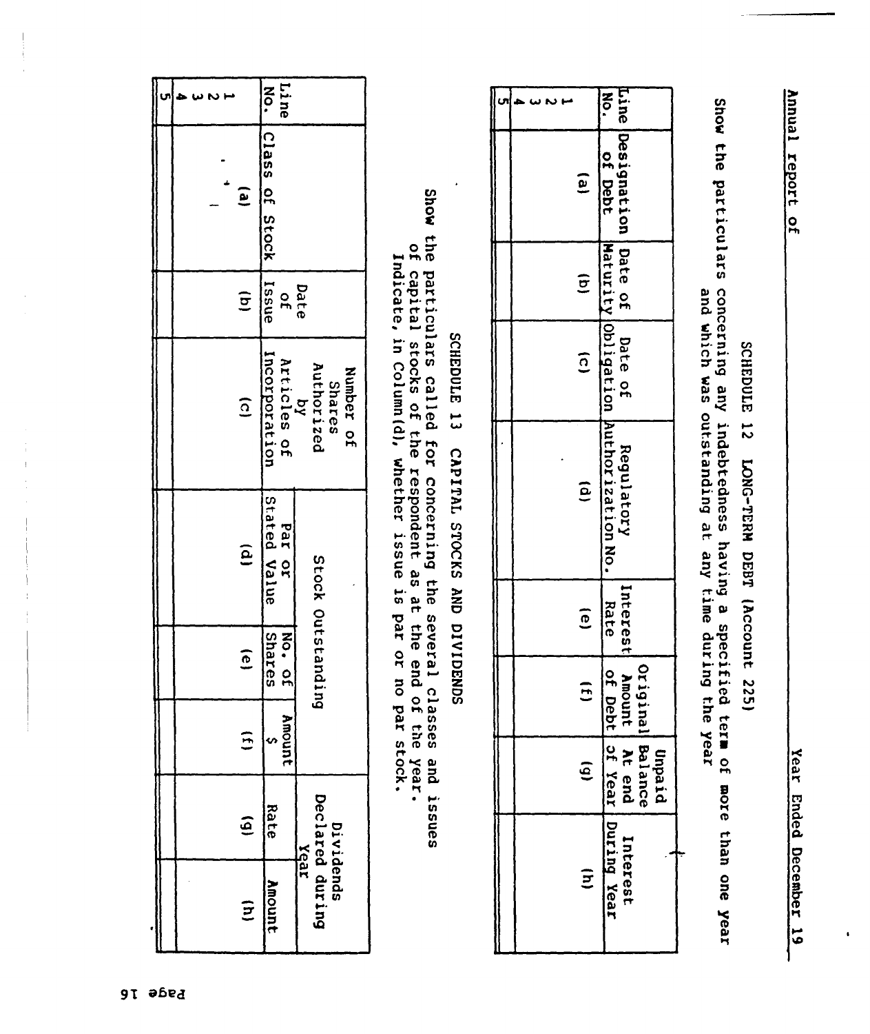Annual report of Year Ended December 19

## SCHEDULE 12 LONG-TERM DEBT (Account 225)

Show the particulars concerning any indebtedness having a specified term of more than one year and which was outstanding at any time during the year

| Line No. | Designation of Debt | Date of Maturity | Date of Obligation | Regulatory Authorization No. | Interest Rate | Original Amount of Debt | Unpaid Balance At end of Year | Interest During Year |
|---|---|---|---|---|---|---|---|---|
| | (a) | (b) | (c) | (d) | (e) | (f) | (g) | (h) |
| 1 | | | | | | | | |
| 2 | | | | | | | | |
| 3 | | | | | | | | |
| 4 | | | | | | | | |
| 5 | | | | | | | | |

## SCHEDULE 13 CAPITAL STOCKS AND DIVIDENDS

Show the particulars called for concerning the several classes and issues of capital stocks of the respondent as at the end of the year. Indicate, in Column(d), whether issue is par or no par stock.

| Line No. | Class of Stock | Date of Issue | Number of Shares Authorized by Articles of Incorporation | Stock Outstanding | | | Dividends Declared during Year | |
|---|---|---|---|---|---|---|---|---|
| | | | | Par or Stated Value | No. of Shares | Amount $ | Rate | Amount |
| | (a) | (b) | (c) | (d) | (e) | (f) | (g) | (h) |
| 1 | | | | | | | | |
| 2 | | | | | | | | |
| 3 | | | | | | | | |
| 4 | | | | | | | | |
| 5 | | | | | | | | |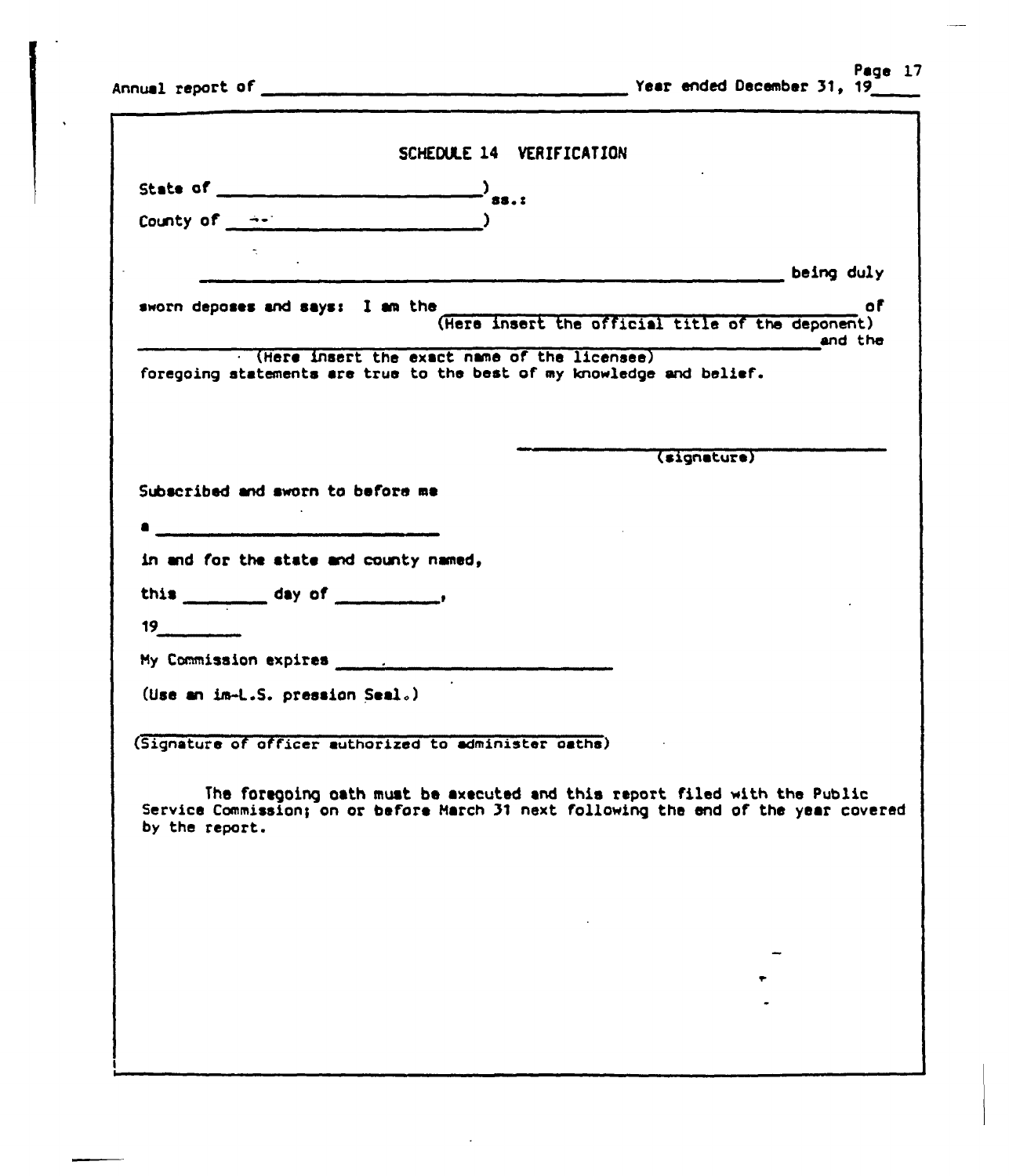Annual report of ______________________________ Year ended December 31, 19_____

## SCHEDULE 14 VERIFICATION

State of ______________________ )
ss.:
County of ______________________ )

__________________________________________________ being duly sworn deposes and says: I am the __________________________________________ of
(Here insert the official title of the deponent)
__________________________________________________ and the
(Here insert the exact name of the licensee)
foregoing statements are true to the best of my knowledge and belief.

__________________________________________
(signature)

Subscribed and sworn to before me

a ______________________________

in and for the state and county named,

this ________ day of __________,

19________

My Commission expires ______________________________

(Use an im-L.S. pression Seal.)

__________________________________________
(Signature of officer authorized to administer oaths)

The foregoing oath must be executed and this report filed with the Public Service Commission; on or before March 31 next following the end of the year covered by the report.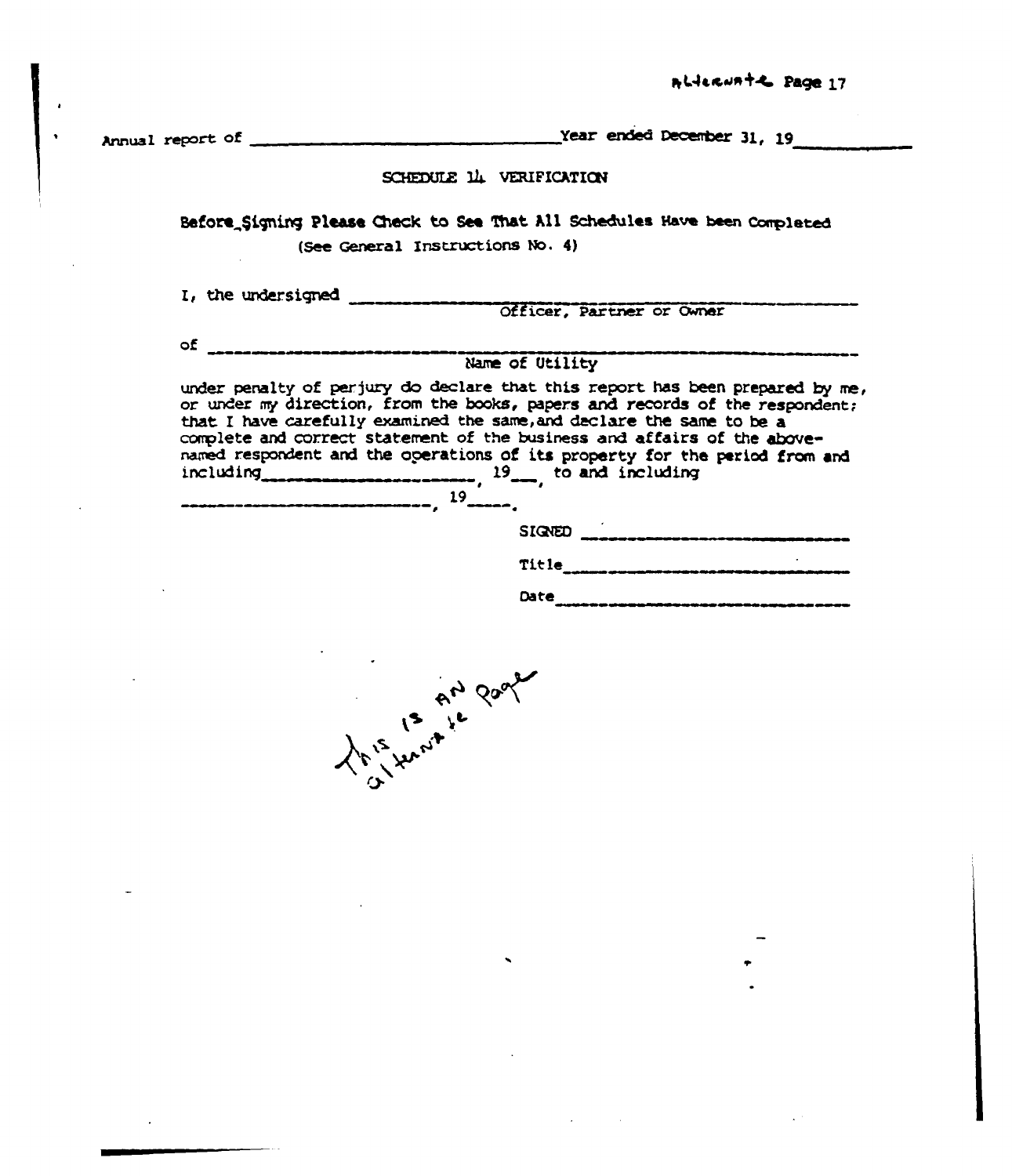Alternate Page 17

Annual report of ______________________________ Year ended December 31, 19__________

## SCHEDULE 14 VERIFICATION

**Before Signing Please Check to See That All Schedules Have been Completed**

(See General Instructions No. 4)

I, the undersigned ________________________________________________
Officer, Partner or Owner

of ________________________________________________
Name of Utility

under penalty of perjury do declare that this report has been prepared by me, or under my direction, from the books, papers and records of the respondent; that I have carefully examined the same, and declare the same to be a complete and correct statement of the business and affairs of the above-named respondent and the operations of its property for the period from and including ____________________, 19___, to and including ____________________, 19____.

SIGNED ______________________

Title ______________________

Date ______________________

This is an alternate page